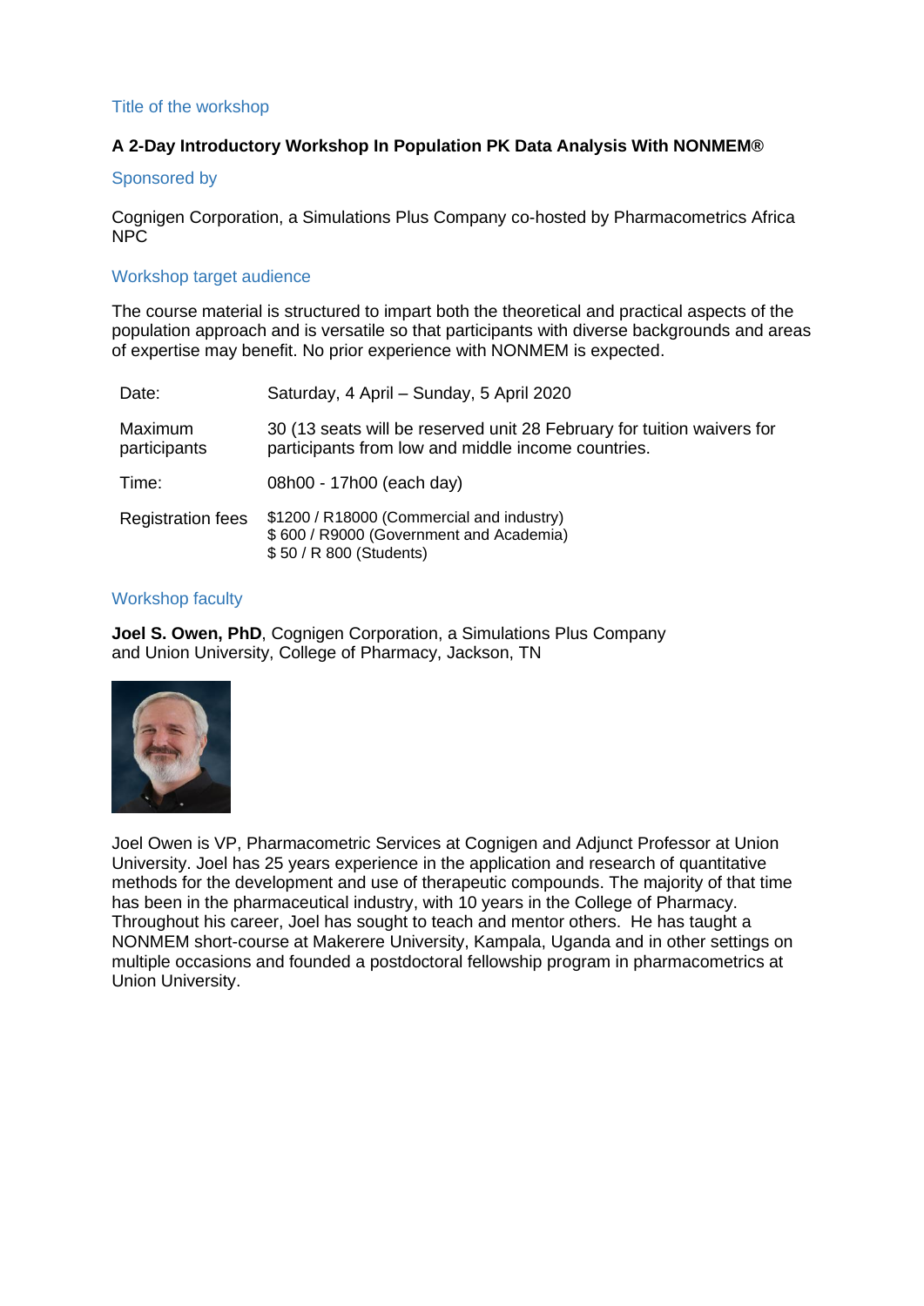Title of the workshop

**A 2-Day Introductory Workshop In Population PK Data Analysis With NONMEM®**

Sponsored by

Cognigen Corporation, a Simulations Plus Company co-hosted by Pharmacometrics Africa NPC

Workshop target audience

The course material is structured to impart both the theoretical and practical aspects of the population approach and is versatile so that participants with diverse backgrounds and areas of expertise may benefit. No prior experience with NONMEM is expected.

| | |
|---|---|
| Date: | Saturday, 4 April – Sunday, 5 April 2020 |
| Maximum participants | 30 (13 seats will be reserved unit 28 February for tuition waivers for participants from low and middle income countries. |
| Time: | 08h00 - 17h00 (each day) |
| Registration fees | \$1200 / R18000 (Commercial and industry)<br>\$ 600 / R9000 (Government and Academia)<br>\$ 50 / R 800 (Students) |

Workshop faculty

**Joel S. Owen, PhD**, Cognigen Corporation, a Simulations Plus Company and Union University, College of Pharmacy, Jackson, TN

Joel Owen is VP, Pharmacometric Services at Cognigen and Adjunct Professor at Union University. Joel has 25 years experience in the application and research of quantitative methods for the development and use of therapeutic compounds. The majority of that time has been in the pharmaceutical industry, with 10 years in the College of Pharmacy. Throughout his career, Joel has sought to teach and mentor others. He has taught a NONMEM short-course at Makerere University, Kampala, Uganda and in other settings on multiple occasions and founded a postdoctoral fellowship program in pharmacometrics at Union University.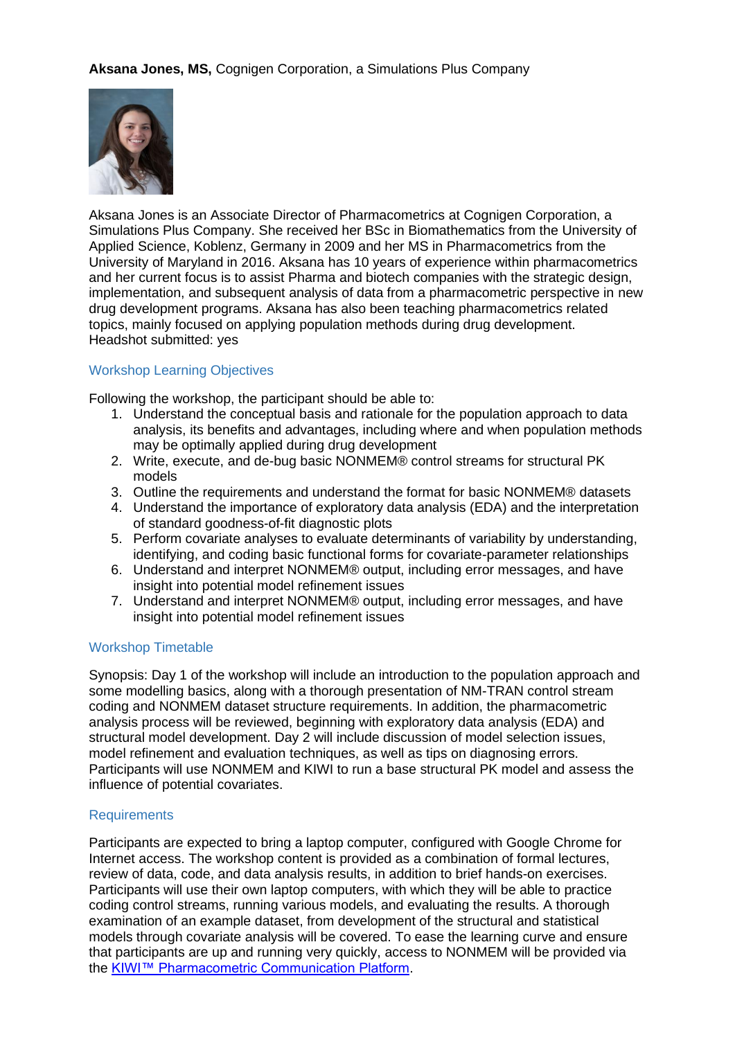**Aksana Jones, MS,** Cognigen Corporation, a Simulations Plus Company

Aksana Jones is an Associate Director of Pharmacometrics at Cognigen Corporation, a Simulations Plus Company. She received her BSc in Biomathematics from the University of Applied Science, Koblenz, Germany in 2009 and her MS in Pharmacometrics from the University of Maryland in 2016. Aksana has 10 years of experience within pharmacometrics and her current focus is to assist Pharma and biotech companies with the strategic design, implementation, and subsequent analysis of data from a pharmacometric perspective in new drug development programs. Aksana has also been teaching pharmacometrics related topics, mainly focused on applying population methods during drug development.
Headshot submitted: yes

## Workshop Learning Objectives

Following the workshop, the participant should be able to:

1. Understand the conceptual basis and rationale for the population approach to data analysis, its benefits and advantages, including where and when population methods may be optimally applied during drug development
2. Write, execute, and de-bug basic NONMEM® control streams for structural PK models
3. Outline the requirements and understand the format for basic NONMEM® datasets
4. Understand the importance of exploratory data analysis (EDA) and the interpretation of standard goodness-of-fit diagnostic plots
5. Perform covariate analyses to evaluate determinants of variability by understanding, identifying, and coding basic functional forms for covariate-parameter relationships
6. Understand and interpret NONMEM® output, including error messages, and have insight into potential model refinement issues
7. Understand and interpret NONMEM® output, including error messages, and have insight into potential model refinement issues

## Workshop Timetable

Synopsis: Day 1 of the workshop will include an introduction to the population approach and some modelling basics, along with a thorough presentation of NM-TRAN control stream coding and NONMEM dataset structure requirements. In addition, the pharmacometric analysis process will be reviewed, beginning with exploratory data analysis (EDA) and structural model development. Day 2 will include discussion of model selection issues, model refinement and evaluation techniques, as well as tips on diagnosing errors. Participants will use NONMEM and KIWI to run a base structural PK model and assess the influence of potential covariates.

## Requirements

Participants are expected to bring a laptop computer, configured with Google Chrome for Internet access. The workshop content is provided as a combination of formal lectures, review of data, code, and data analysis results, in addition to brief hands-on exercises. Participants will use their own laptop computers, with which they will be able to practice coding control streams, running various models, and evaluating the results. A thorough examination of an example dataset, from development of the structural and statistical models through covariate analysis will be covered. To ease the learning curve and ensure that participants are up and running very quickly, access to NONMEM will be provided via the KIWI™ Pharmacometric Communication Platform.